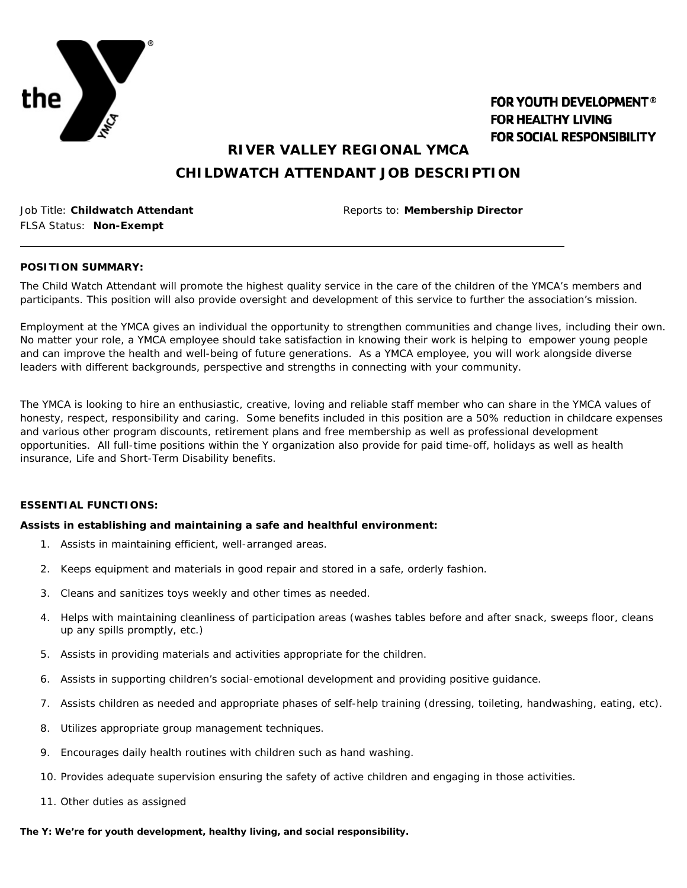FOR YOUTH DEVELOPMENT®
FOR HEALTHY LIVING
FOR SOCIAL RESPONSIBILITY

# RIVER VALLEY REGIONAL YMCA

## CHILDWATCH ATTENDANT JOB DESCRIPTION

Job Title: **Childwatch Attendant** Reports to: **Membership Director**
FLSA Status: **Non-Exempt**

---

**POSITION SUMMARY:**

The Child Watch Attendant will promote the highest quality service in the care of the children of the YMCA's members and participants. This position will also provide oversight and development of this service to further the association's mission.

Employment at the YMCA gives an individual the opportunity to strengthen communities and change lives, including their own. No matter your role, a YMCA employee should take satisfaction in knowing their work is helping to empower young people and can improve the health and well-being of future generations. As a YMCA employee, you will work alongside diverse leaders with different backgrounds, perspective and strengths in connecting with your community.

The YMCA is looking to hire an enthusiastic, creative, loving and reliable staff member who can share in the YMCA values of honesty, respect, responsibility and caring. Some benefits included in this position are a 50% reduction in childcare expenses and various other program discounts, retirement plans and free membership as well as professional development opportunities. All full-time positions within the Y organization also provide for paid time-off, holidays as well as health insurance, Life and Short-Term Disability benefits.

**ESSENTIAL FUNCTIONS:**

**Assists in establishing and maintaining a safe and healthful environment:**

1. Assists in maintaining efficient, well-arranged areas.
2. Keeps equipment and materials in good repair and stored in a safe, orderly fashion.
3. Cleans and sanitizes toys weekly and other times as needed.
4. Helps with maintaining cleanliness of participation areas (washes tables before and after snack, sweeps floor, cleans up any spills promptly, etc.)
5. Assists in providing materials and activities appropriate for the children.
6. Assists in supporting children's social-emotional development and providing positive guidance.
7. Assists children as needed and appropriate phases of self-help training (dressing, toileting, handwashing, eating, etc).
8. Utilizes appropriate group management techniques.
9. Encourages daily health routines with children such as hand washing.
10. Provides adequate supervision ensuring the safety of active children and engaging in those activities.
11. Other duties as assigned

**The Y: We're for youth development, healthy living, and social responsibility.**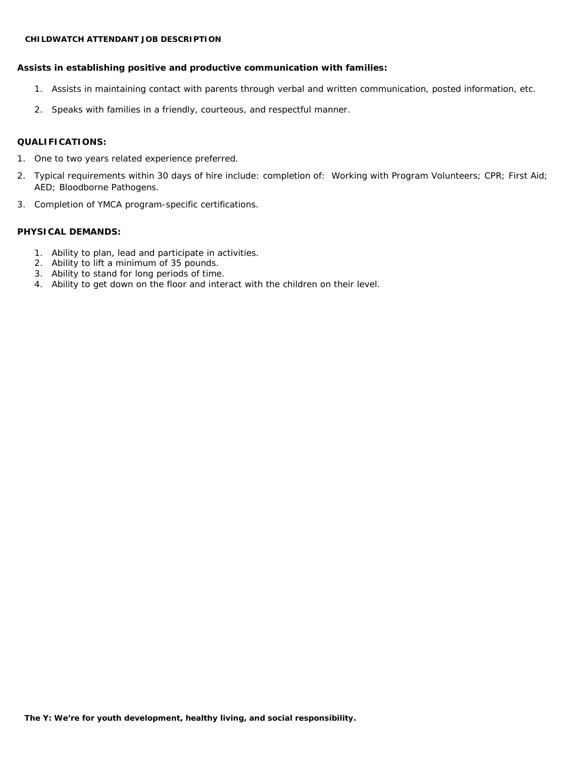**CHILDWATCH ATTENDANT JOB DESCRIPTION**

**Assists in establishing positive and productive communication with families:**

1. Assists in maintaining contact with parents through verbal and written communication, posted information, etc.
2. Speaks with families in a friendly, courteous, and respectful manner.

**QUALIFICATIONS:**

1. One to two years related experience preferred.
2. Typical requirements within 30 days of hire include: completion of: Working with Program Volunteers; CPR; First Aid; AED; Bloodborne Pathogens.
3. Completion of YMCA program-specific certifications.

**PHYSICAL DEMANDS:**

1. Ability to plan, lead and participate in activities.
2. Ability to lift a minimum of 35 pounds.
3. Ability to stand for long periods of time.
4. Ability to get down on the floor and interact with the children on their level.

**The Y: We're for youth development, healthy living, and social responsibility.**